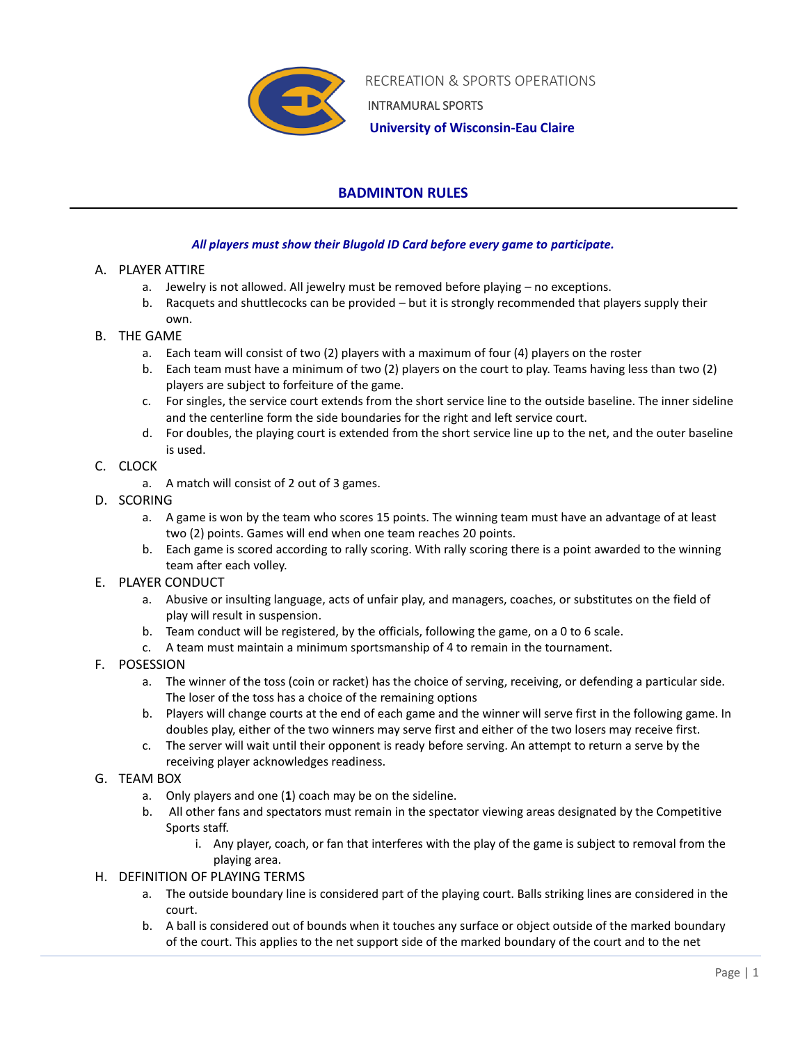RECREATION & SPORTS OPERATIONS

INTRAMURAL SPORTS

**University of Wisconsin-Eau Claire**

# BADMINTON RULES

***All players must show their Blugold ID Card before every game to participate.***

A. PLAYER ATTIRE
   a. Jewelry is not allowed. All jewelry must be removed before playing – no exceptions.
   b. Racquets and shuttlecocks can be provided – but it is strongly recommended that players supply their own.

B. THE GAME
   a. Each team will consist of two (2) players with a maximum of four (4) players on the roster
   b. Each team must have a minimum of two (2) players on the court to play. Teams having less than two (2) players are subject to forfeiture of the game.
   c. For singles, the service court extends from the short service line to the outside baseline. The inner sideline and the centerline form the side boundaries for the right and left service court.
   d. For doubles, the playing court is extended from the short service line up to the net, and the outer baseline is used.

C. CLOCK
   a. A match will consist of 2 out of 3 games.

D. SCORING
   a. A game is won by the team who scores 15 points. The winning team must have an advantage of at least two (2) points. Games will end when one team reaches 20 points.
   b. Each game is scored according to rally scoring. With rally scoring there is a point awarded to the winning team after each volley.

E. PLAYER CONDUCT
   a. Abusive or insulting language, acts of unfair play, and managers, coaches, or substitutes on the field of play will result in suspension.
   b. Team conduct will be registered, by the officials, following the game, on a 0 to 6 scale.
   c. A team must maintain a minimum sportsmanship of 4 to remain in the tournament.

F. POSESSION
   a. The winner of the toss (coin or racket) has the choice of serving, receiving, or defending a particular side. The loser of the toss has a choice of the remaining options
   b. Players will change courts at the end of each game and the winner will serve first in the following game. In doubles play, either of the two winners may serve first and either of the two losers may receive first.
   c. The server will wait until their opponent is ready before serving. An attempt to return a serve by the receiving player acknowledges readiness.

G. TEAM BOX
   a. Only players and one (**1**) coach may be on the sideline.
   b. All other fans and spectators must remain in the spectator viewing areas designated by the Competitive Sports staff.
      i. Any player, coach, or fan that interferes with the play of the game is subject to removal from the playing area.

H. DEFINITION OF PLAYING TERMS
   a. The outside boundary line is considered part of the playing court. Balls striking lines are considered in the court.
   b. A ball is considered out of bounds when it touches any surface or object outside of the marked boundary of the court. This applies to the net support side of the marked boundary of the court and to the net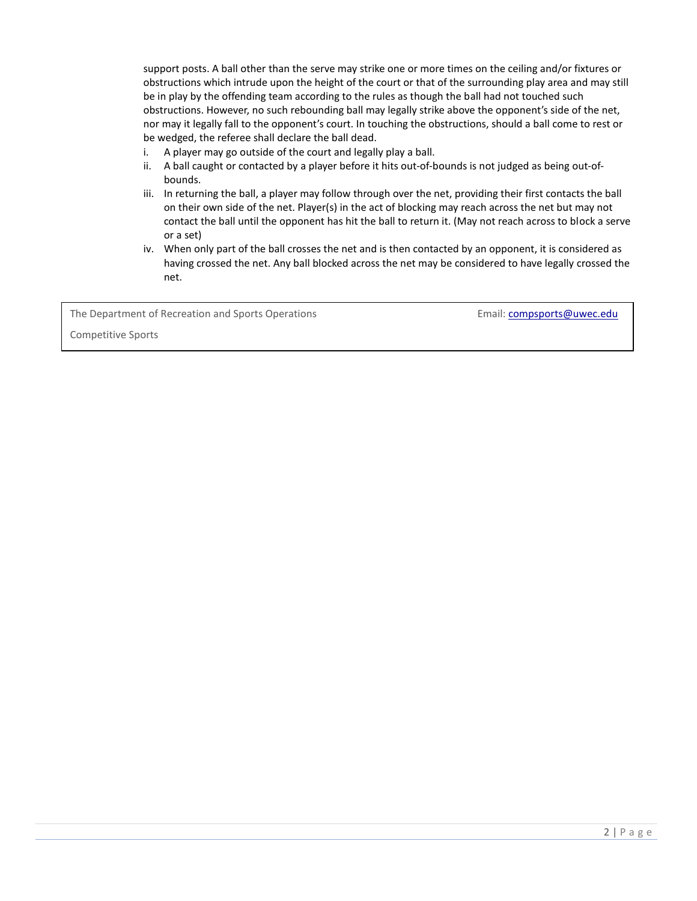support posts. A ball other than the serve may strike one or more times on the ceiling and/or fixtures or obstructions which intrude upon the height of the court or that of the surrounding play area and may still be in play by the offending team according to the rules as though the ball had not touched such obstructions. However, no such rebounding ball may legally strike above the opponent's side of the net, nor may it legally fall to the opponent's court. In touching the obstructions, should a ball come to rest or be wedged, the referee shall declare the ball dead.

i. A player may go outside of the court and legally play a ball.
ii. A ball caught or contacted by a player before it hits out-of-bounds is not judged as being out-of-bounds.
iii. In returning the ball, a player may follow through over the net, providing their first contacts the ball on their own side of the net. Player(s) in the act of blocking may reach across the net but may not contact the ball until the opponent has hit the ball to return it. (May not reach across to block a serve or a set)
iv. When only part of the ball crosses the net and is then contacted by an opponent, it is considered as having crossed the net. Any ball blocked across the net may be considered to have legally crossed the net.

The Department of Recreation and Sports Operations

Competitive Sports

Email: compsports@uwec.edu